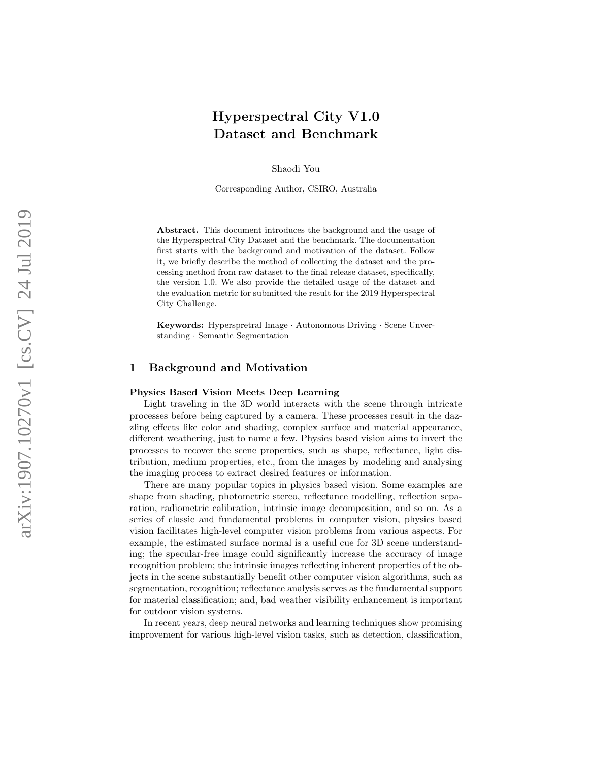# Hyperspectral City V1.0
# Dataset and Benchmark

Shaodi You

Corresponding Author, CSIRO, Australia

**Abstract.** This document introduces the background and the usage of the Hyperspectral City Dataset and the benchmark. The documentation first starts with the background and motivation of the dataset. Follow it, we briefly describe the method of collecting the dataset and the processing method from raw dataset to the final release dataset, specifically, the version 1.0. We also provide the detailed usage of the dataset and the evaluation metric for submitted the result for the 2019 Hyperspectral City Challenge.

**Keywords:** Hyperspretral Image · Autonomous Driving · Scene Unverstanding · Semantic Segmentation

## 1 Background and Motivation

**Physics Based Vision Meets Deep Learning**

Light traveling in the 3D world interacts with the scene through intricate processes before being captured by a camera. These processes result in the dazzling effects like color and shading, complex surface and material appearance, different weathering, just to name a few. Physics based vision aims to invert the processes to recover the scene properties, such as shape, reflectance, light distribution, medium properties, etc., from the images by modeling and analysing the imaging process to extract desired features or information.

There are many popular topics in physics based vision. Some examples are shape from shading, photometric stereo, reflectance modelling, reflection separation, radiometric calibration, intrinsic image decomposition, and so on. As a series of classic and fundamental problems in computer vision, physics based vision facilitates high-level computer vision problems from various aspects. For example, the estimated surface normal is a useful cue for 3D scene understanding; the specular-free image could significantly increase the accuracy of image recognition problem; the intrinsic images reflecting inherent properties of the objects in the scene substantially benefit other computer vision algorithms, such as segmentation, recognition; reflectance analysis serves as the fundamental support for material classification; and, bad weather visibility enhancement is important for outdoor vision systems.

In recent years, deep neural networks and learning techniques show promising improvement for various high-level vision tasks, such as detection, classification,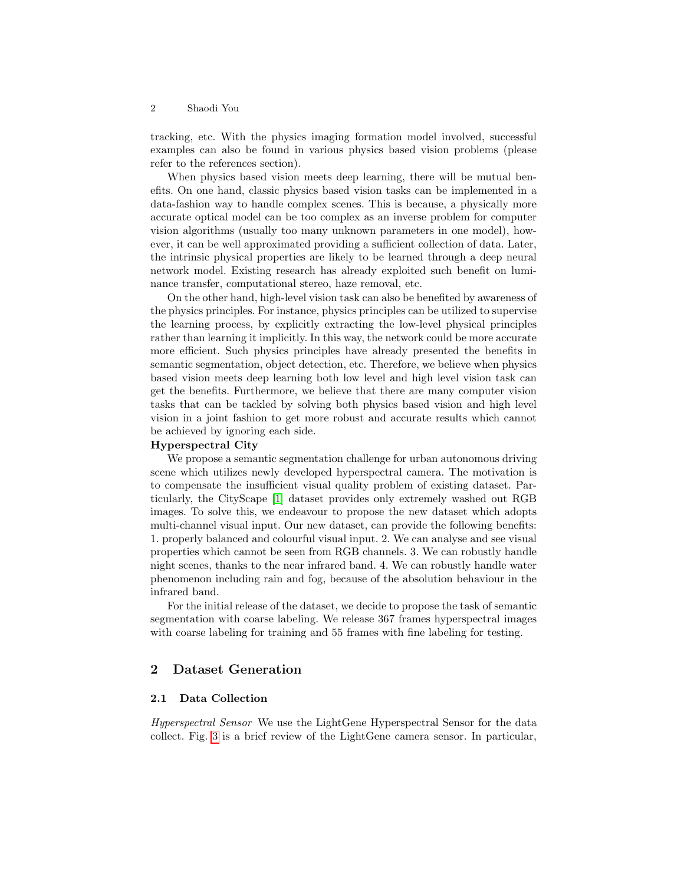tracking, etc. With the physics imaging formation model involved, successful examples can also be found in various physics based vision problems (please refer to the references section).

When physics based vision meets deep learning, there will be mutual benefits. On one hand, classic physics based vision tasks can be implemented in a data-fashion way to handle complex scenes. This is because, a physically more accurate optical model can be too complex as an inverse problem for computer vision algorithms (usually too many unknown parameters in one model), however, it can be well approximated providing a sufficient collection of data. Later, the intrinsic physical properties are likely to be learned through a deep neural network model. Existing research has already exploited such benefit on luminance transfer, computational stereo, haze removal, etc.

On the other hand, high-level vision task can also be benefited by awareness of the physics principles. For instance, physics principles can be utilized to supervise the learning process, by explicitly extracting the low-level physical principles rather than learning it implicitly. In this way, the network could be more accurate more efficient. Such physics principles have already presented the benefits in semantic segmentation, object detection, etc. Therefore, we believe when physics based vision meets deep learning both low level and high level vision task can get the benefits. Furthermore, we believe that there are many computer vision tasks that can be tackled by solving both physics based vision and high level vision in a joint fashion to get more robust and accurate results which cannot be achieved by ignoring each side.

**Hyperspectral City**

We propose a semantic segmentation challenge for urban autonomous driving scene which utilizes newly developed hyperspectral camera. The motivation is to compensate the insufficient visual quality problem of existing dataset. Particularly, the CityScape [1] dataset provides only extremely washed out RGB images. To solve this, we endeavour to propose the new dataset which adopts multi-channel visual input. Our new dataset, can provide the following benefits: 1. properly balanced and colourful visual input. 2. We can analyse and see visual properties which cannot be seen from RGB channels. 3. We can robustly handle night scenes, thanks to the near infrared band. 4. We can robustly handle water phenomenon including rain and fog, because of the absolution behaviour in the infrared band.

For the initial release of the dataset, we decide to propose the task of semantic segmentation with coarse labeling. We release 367 frames hyperspectral images with coarse labeling for training and 55 frames with fine labeling for testing.

## 2 Dataset Generation

### 2.1 Data Collection

*Hyperspectral Sensor* We use the LightGene Hyperspectral Sensor for the data collect. Fig. 3 is a brief review of the LightGene camera sensor. In particular,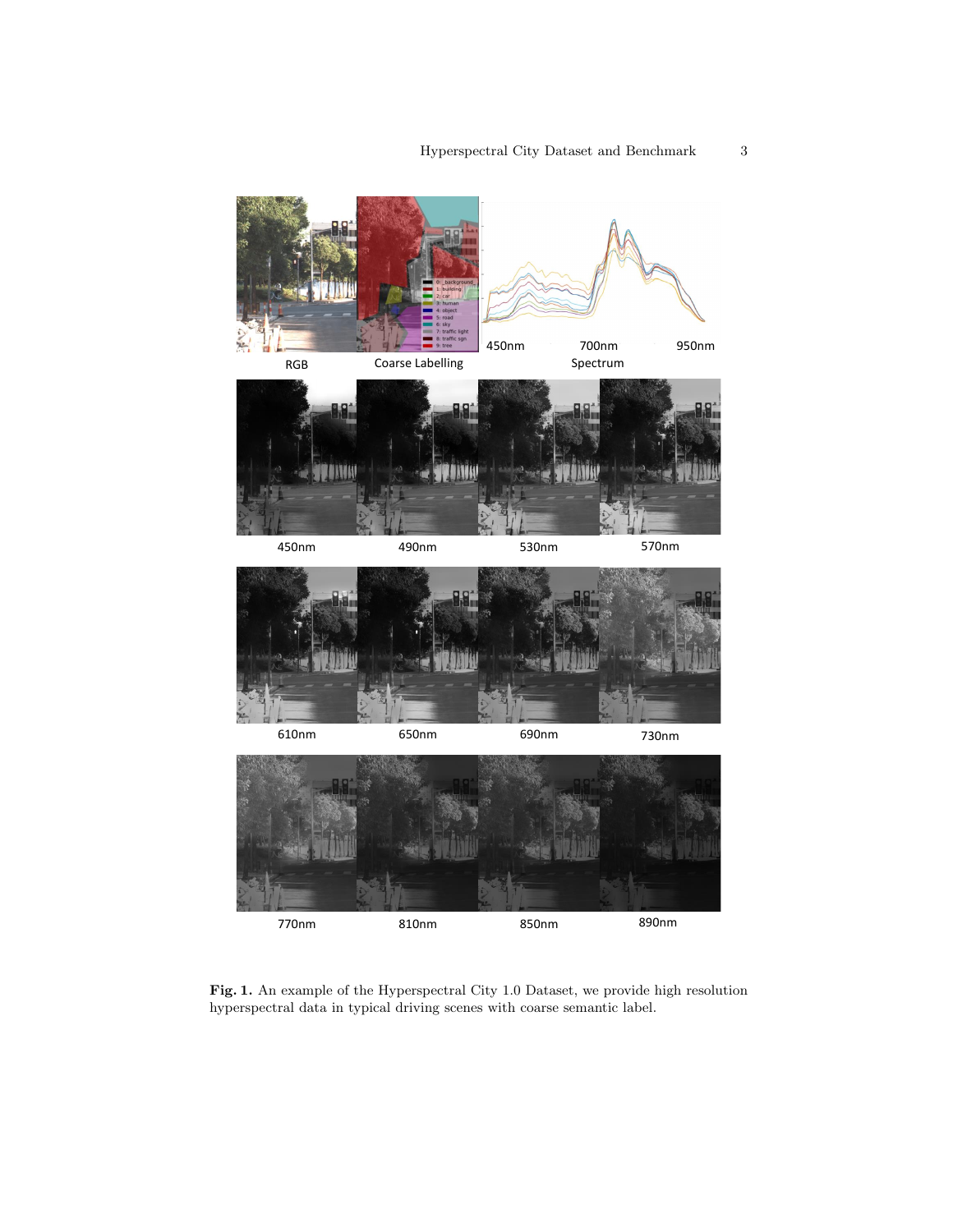**Fig. 1.** An example of the Hyperspectral City 1.0 Dataset, we provide high resolution hyperspectral data in typical driving scenes with coarse semantic label.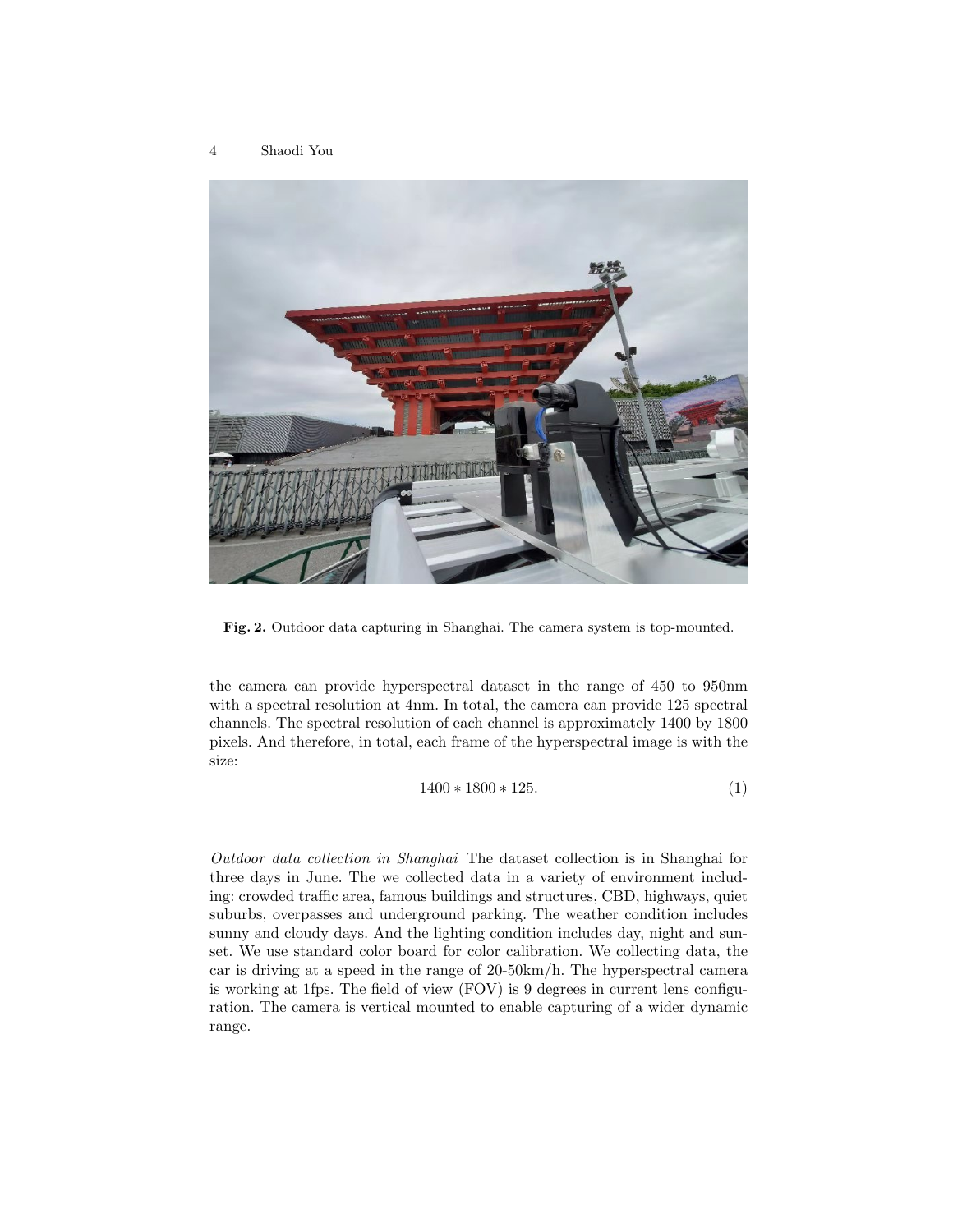Fig. 2. Outdoor data capturing in Shanghai. The camera system is top-mounted.

the camera can provide hyperspectral dataset in the range of 450 to 950nm with a spectral resolution at 4nm. In total, the camera can provide 125 spectral channels. The spectral resolution of each channel is approximately 1400 by 1800 pixels. And therefore, in total, each frame of the hyperspectral image is with the size:

$$1400 * 1800 * 125. \tag{1}$$

*Outdoor data collection in Shanghai* The dataset collection is in Shanghai for three days in June. The we collected data in a variety of environment including: crowded traffic area, famous buildings and structures, CBD, highways, quiet suburbs, overpasses and underground parking. The weather condition includes sunny and cloudy days. And the lighting condition includes day, night and sunset. We use standard color board for color calibration. We collecting data, the car is driving at a speed in the range of 20-50km/h. The hyperspectral camera is working at 1fps. The field of view (FOV) is 9 degrees in current lens configuration. The camera is vertical mounted to enable capturing of a wider dynamic range.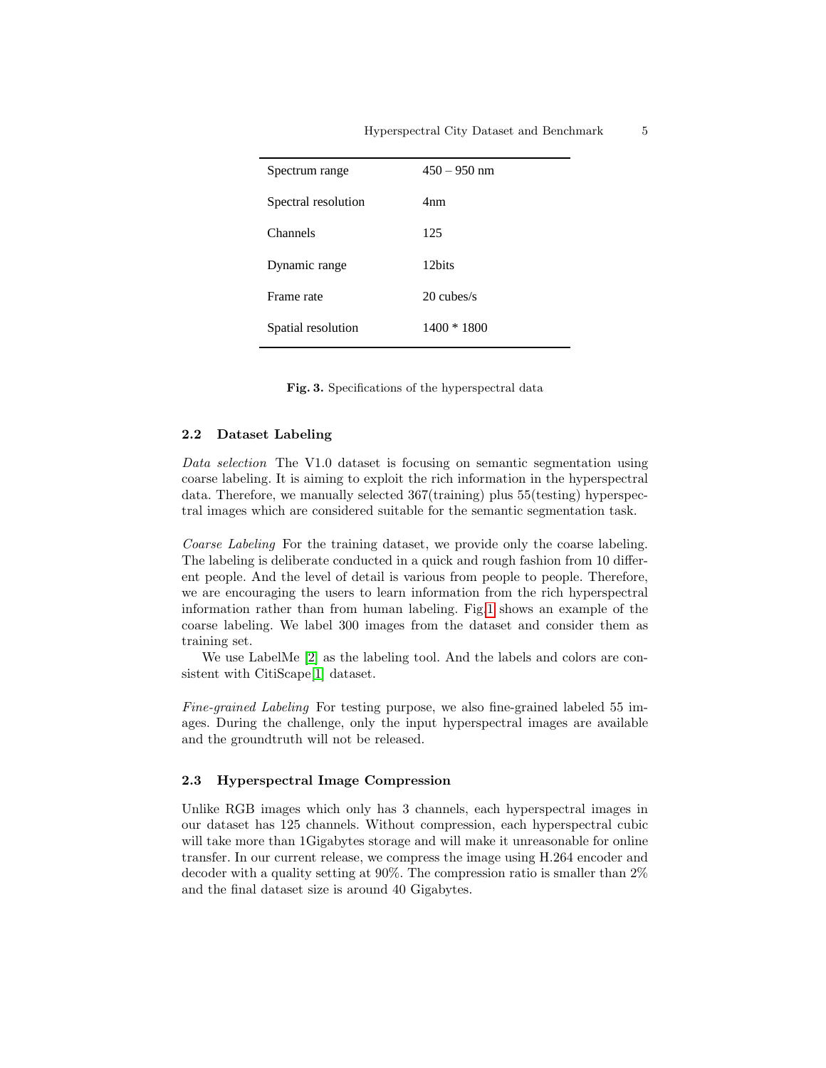| Spectrum range | 450 – 950 nm |
|---|---|
| Spectral resolution | 4nm |
| Channels | 125 |
| Dynamic range | 12bits |
| Frame rate | 20 cubes/s |
| Spatial resolution | 1400 * 1800 |

**Fig. 3.** Specifications of the hyperspectral data

### 2.2 Dataset Labeling

*Data selection* The V1.0 dataset is focusing on semantic segmentation using coarse labeling. It is aiming to exploit the rich information in the hyperspectral data. Therefore, we manually selected 367(training) plus 55(testing) hyperspectral images which are considered suitable for the semantic segmentation task.

*Coarse Labeling* For the training dataset, we provide only the coarse labeling. The labeling is deliberate conducted in a quick and rough fashion from 10 different people. And the level of detail is various from people to people. Therefore, we are encouraging the users to learn information from the rich hyperspectral information rather than from human labeling. Fig.1 shows an example of the coarse labeling. We label 300 images from the dataset and consider them as training set.

We use LabelMe [2] as the labeling tool. And the labels and colors are consistent with CitiScape[1] dataset.

*Fine-grained Labeling* For testing purpose, we also fine-grained labeled 55 images. During the challenge, only the input hyperspectral images are available and the groundtruth will not be released.

### 2.3 Hyperspectral Image Compression

Unlike RGB images which only has 3 channels, each hyperspectral images in our dataset has 125 channels. Without compression, each hyperspectral cubic will take more than 1Gigabytes storage and will make it unreasonable for online transfer. In our current release, we compress the image using H.264 encoder and decoder with a quality setting at 90%. The compression ratio is smaller than 2% and the final dataset size is around 40 Gigabytes.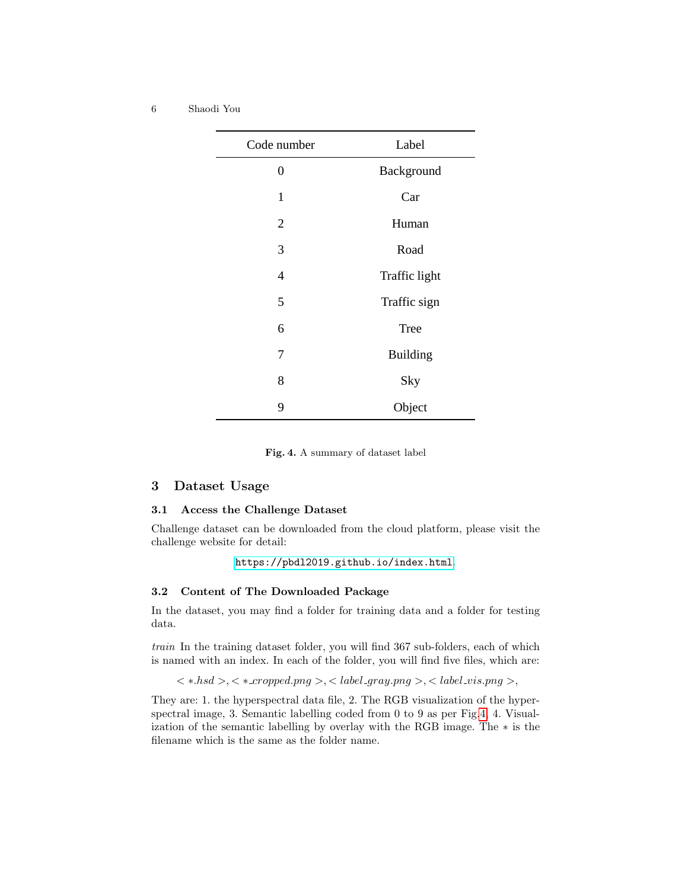| Code number | Label |
|---|---|
| 0 | Background |
| 1 | Car |
| 2 | Human |
| 3 | Road |
| 4 | Traffic light |
| 5 | Traffic sign |
| 6 | Tree |
| 7 | Building |
| 8 | Sky |
| 9 | Object |

**Fig. 4.** A summary of dataset label

## 3 Dataset Usage

### 3.1 Access the Challenge Dataset

Challenge dataset can be downloaded from the cloud platform, please visit the challenge website for detail:

https://pbdl2019.github.io/index.html

### 3.2 Content of The Downloaded Package

In the dataset, you may find a folder for training data and a folder for testing data.

*train* In the training dataset folder, you will find 367 sub-folders, each of which is named with an index. In each of the folder, you will find five files, which are:

$< *.hsd >, < *\_cropped.png >, < label\_gray.png >, < label\_vis.png >,$

They are: 1. the hyperspectral data file, 2. The RGB visualization of the hyperspectral image, 3. Semantic labelling coded from 0 to 9 as per Fig.4. 4. Visualization of the semantic labelling by overlay with the RGB image. The $*$ is the filename which is the same as the folder name.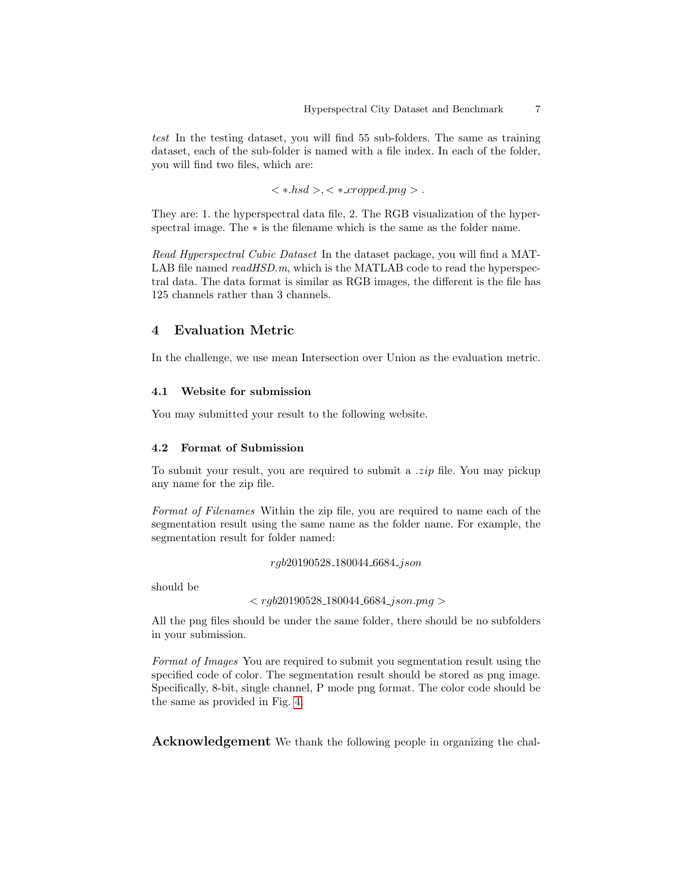*test* In the testing dataset, you will find 55 sub-folders. The same as training dataset, each of the sub-folder is named with a file index. In each of the folder, you will find two files, which are:

$$< *.hsd >, < *\_cropped.png > .$$

They are: 1. the hyperspectral data file, 2. The RGB visualization of the hyperspectral image. The * is the filename which is the same as the folder name.

*Read Hyperspectral Cubic Dataset* In the dataset package, you will find a MATLAB file named *readHSD.m*, which is the MATLAB code to read the hyperspectral data. The data format is similar as RGB images, the different is the file has 125 channels rather than 3 channels.

## 4 Evaluation Metric

In the challenge, we use mean Intersection over Union as the evaluation metric.

### 4.1 Website for submission

You may submitted your result to the following website.

### 4.2 Format of Submission

To submit your result, you are required to submit a *.zip* file. You may pickup any name for the zip file.

*Format of Filenames* Within the zip file, you are required to name each of the segmentation result using the same name as the folder name. For example, the segmentation result for folder named:

$$rgb20190528\_180044\_6684\_json$$

should be

$$< rgb20190528\_180044\_6684\_json.png >$$

All the png files should be under the same folder, there should be no subfolders in your submission.

*Format of Images* You are required to submit you segmentation result using the specified code of color. The segmentation result should be stored as png image. Specifically, 8-bit, single channel, P mode png format. The color code should be the same as provided in Fig. 4.

**Acknowledgement** We thank the following people in organizing the chal-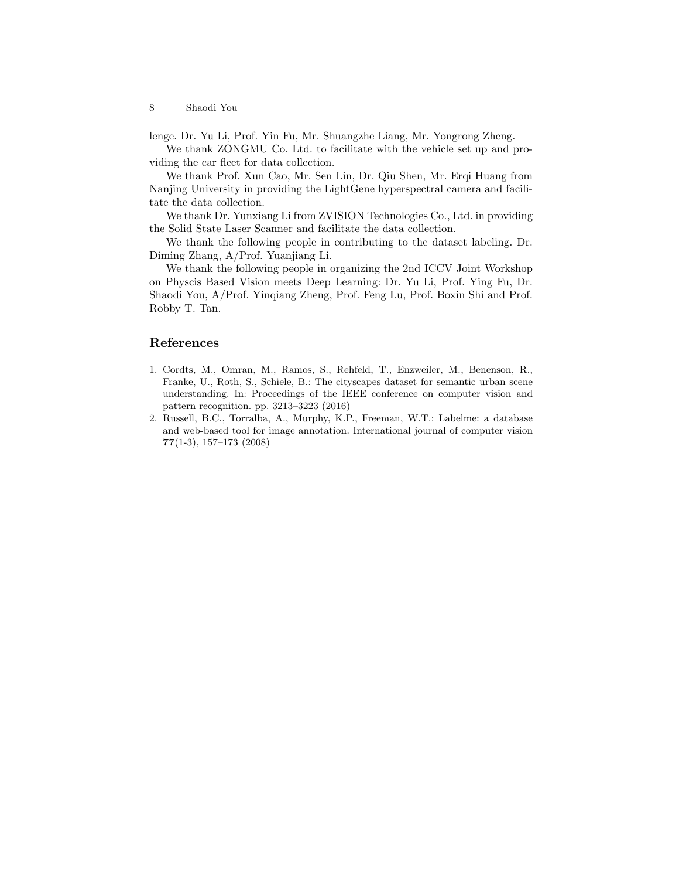lenge. Dr. Yu Li, Prof. Yin Fu, Mr. Shuangzhe Liang, Mr. Yongrong Zheng.

We thank ZONGMU Co. Ltd. to facilitate with the vehicle set up and providing the car fleet for data collection.

We thank Prof. Xun Cao, Mr. Sen Lin, Dr. Qiu Shen, Mr. Erqi Huang from Nanjing University in providing the LightGene hyperspectral camera and facilitate the data collection.

We thank Dr. Yunxiang Li from ZVISION Technologies Co., Ltd. in providing the Solid State Laser Scanner and facilitate the data collection.

We thank the following people in contributing to the dataset labeling. Dr. Diming Zhang, A/Prof. Yuanjiang Li.

We thank the following people in organizing the 2nd ICCV Joint Workshop on Physcis Based Vision meets Deep Learning: Dr. Yu Li, Prof. Ying Fu, Dr. Shaodi You, A/Prof. Yinqiang Zheng, Prof. Feng Lu, Prof. Boxin Shi and Prof. Robby T. Tan.

## References

1. Cordts, M., Omran, M., Ramos, S., Rehfeld, T., Enzweiler, M., Benenson, R., Franke, U., Roth, S., Schiele, B.: The cityscapes dataset for semantic urban scene understanding. In: Proceedings of the IEEE conference on computer vision and pattern recognition. pp. 3213–3223 (2016)
2. Russell, B.C., Torralba, A., Murphy, K.P., Freeman, W.T.: Labelme: a database and web-based tool for image annotation. International journal of computer vision **77**(1-3), 157–173 (2008)